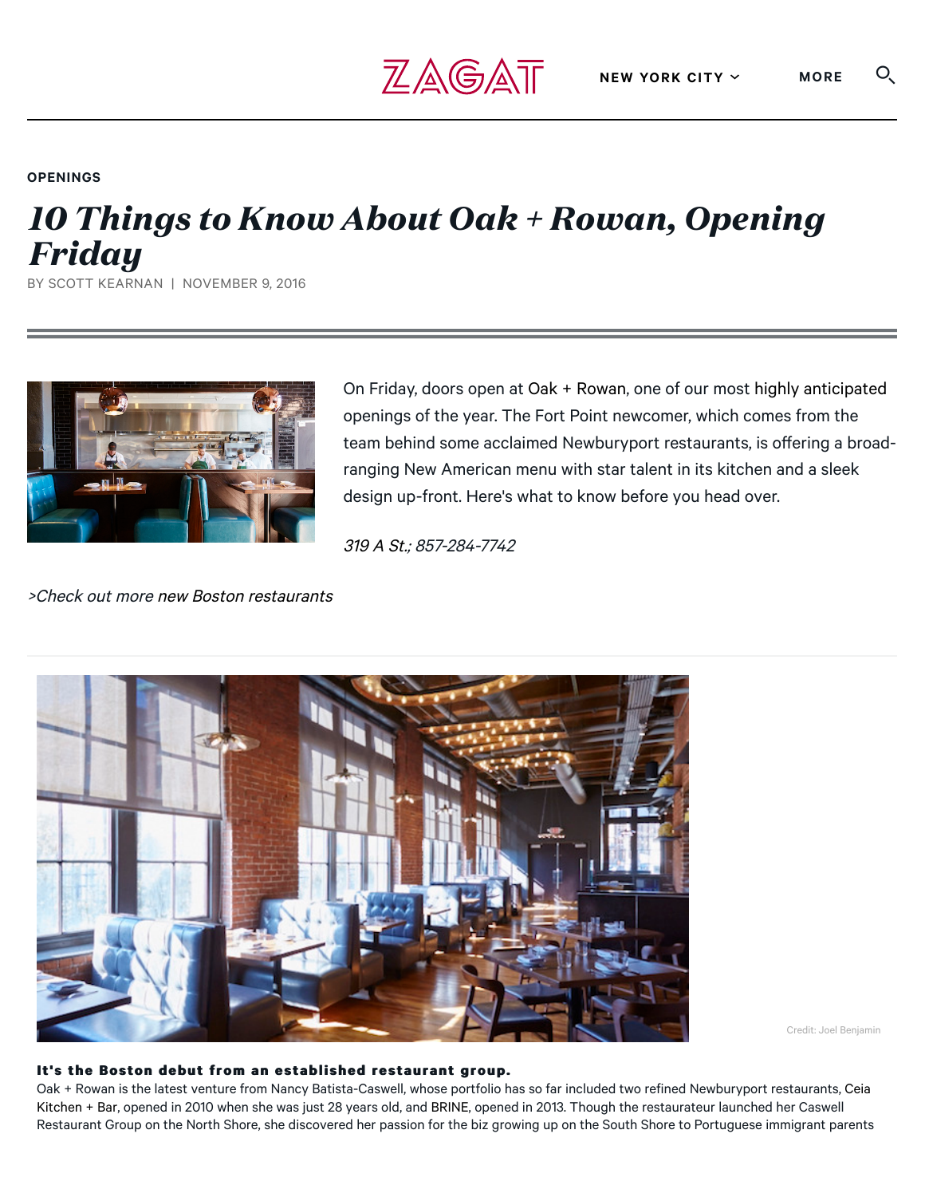OPENINGS

# *10 Things to Know About Oak + Rowan, Opening Friday*

BY SCOTT KEARNAN | NOVEMBER 9, 2016

On Friday, doors open at Oak + Rowan, one of our most highly anticipated openings of the year. The Fort Point newcomer, which comes from the team behind some acclaimed Newburyport restaurants, is offering a broad-ranging New American menu with star talent in its kitchen and a sleek design up-front. Here's what to know before you head over.

*319 A St.; 857-284-7742*

*>Check out more new Boston restaurants*

Credit: Joel Benjamin

**It's the Boston debut from an established restaurant group.**

Oak + Rowan is the latest venture from Nancy Batista-Caswell, whose portfolio has so far included two refined Newburyport restaurants, Ceia Kitchen + Bar, opened in 2010 when she was just 28 years old, and BRINE, opened in 2013. Though the restaurateur launched her Caswell Restaurant Group on the North Shore, she discovered her passion for the biz growing up on the South Shore to Portuguese immigrant parents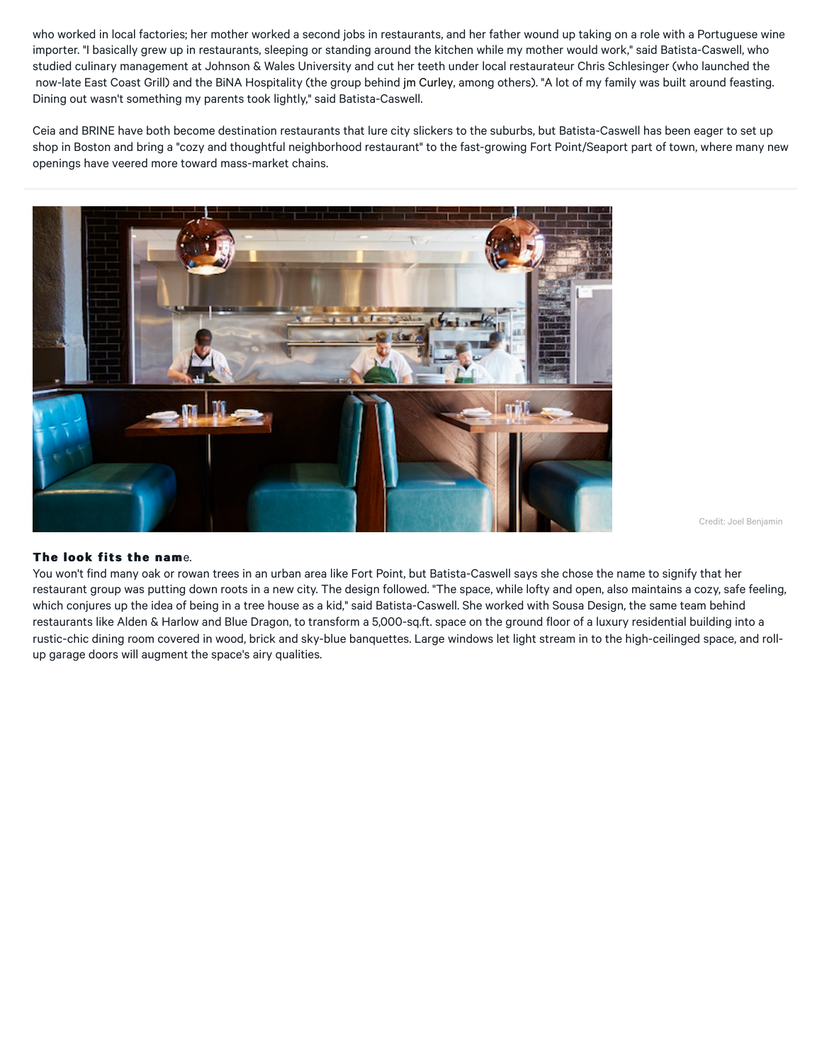who worked in local factories; her mother worked a second jobs in restaurants, and her father wound up taking on a role with a Portuguese wine importer. "I basically grew up in restaurants, sleeping or standing around the kitchen while my mother would work," said Batista-Caswell, who studied culinary management at Johnson & Wales University and cut her teeth under local restaurateur Chris Schlesinger (who launched the now-late East Coast Grill) and the BiNA Hospitality (the group behind jm Curley, among others). "A lot of my family was built around feasting. Dining out wasn't something my parents took lightly," said Batista-Caswell.

Ceia and BRINE have both become destination restaurants that lure city slickers to the suburbs, but Batista-Caswell has been eager to set up shop in Boston and bring a "cozy and thoughtful neighborhood restaurant" to the fast-growing Fort Point/Seaport part of town, where many new openings have veered more toward mass-market chains.

Credit: Joel Benjamin

**The look fits the name.**

You won't find many oak or rowan trees in an urban area like Fort Point, but Batista-Caswell says she chose the name to signify that her restaurant group was putting down roots in a new city. The design followed. "The space, while lofty and open, also maintains a cozy, safe feeling, which conjures up the idea of being in a tree house as a kid," said Batista-Caswell. She worked with Sousa Design, the same team behind restaurants like Alden & Harlow and Blue Dragon, to transform a 5,000-sq.ft. space on the ground floor of a luxury residential building into a rustic-chic dining room covered in wood, brick and sky-blue banquettes. Large windows let light stream in to the high-ceilinged space, and roll-up garage doors will augment the space's airy qualities.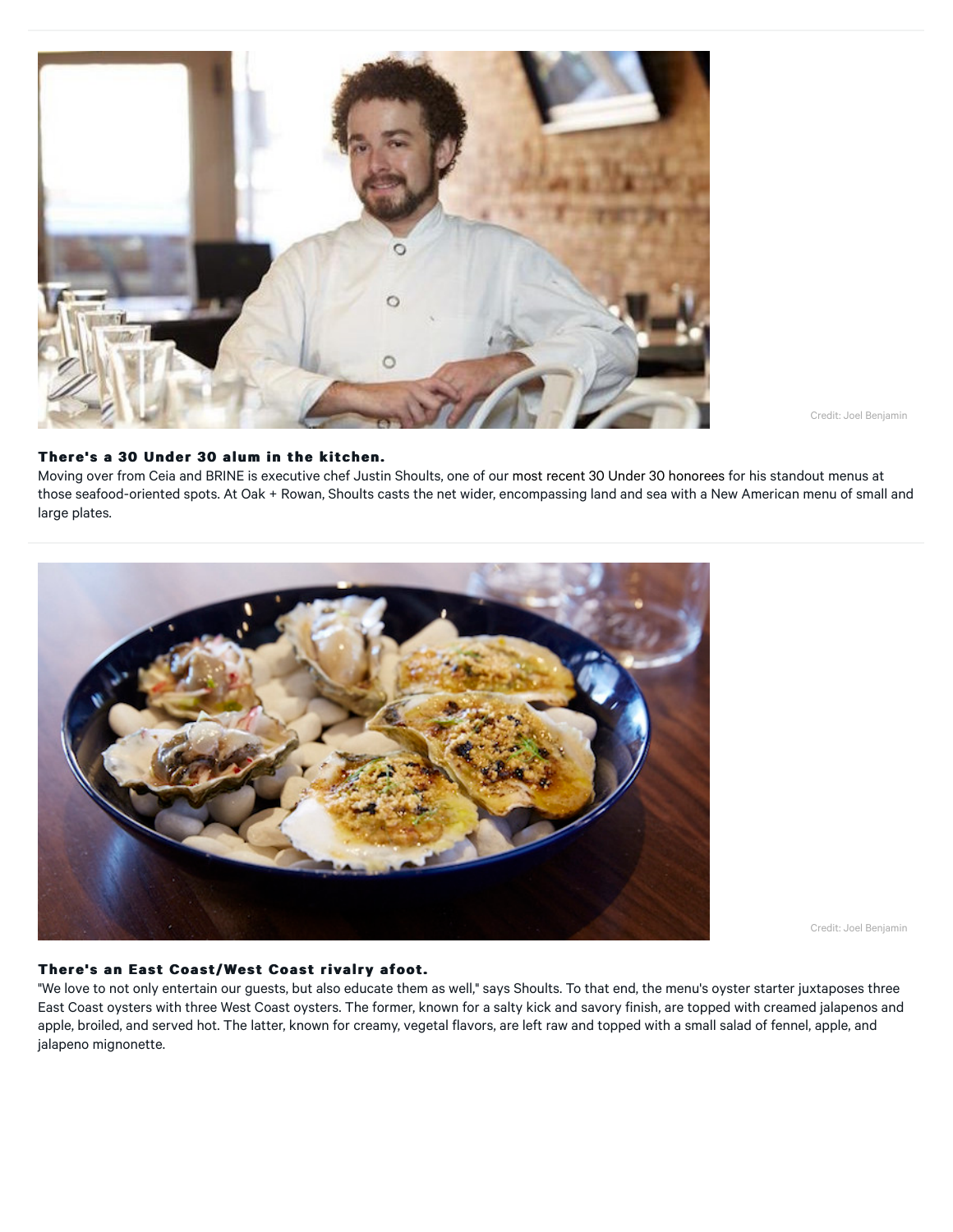Credit: Joel Benjamin

### There's a 30 Under 30 alum in the kitchen.

Moving over from Ceia and BRINE is executive chef Justin Shoults, one of our most recent 30 Under 30 honorees for his standout menus at those seafood-oriented spots. At Oak + Rowan, Shoults casts the net wider, encompassing land and sea with a New American menu of small and large plates.

Credit: Joel Benjamin

### There's an East Coast/West Coast rivalry afoot.

"We love to not only entertain our guests, but also educate them as well," says Shoults. To that end, the menu's oyster starter juxtaposes three East Coast oysters with three West Coast oysters. The former, known for a salty kick and savory finish, are topped with creamed jalapenos and apple, broiled, and served hot. The latter, known for creamy, vegetal flavors, are left raw and topped with a small salad of fennel, apple, and jalapeno mignonette.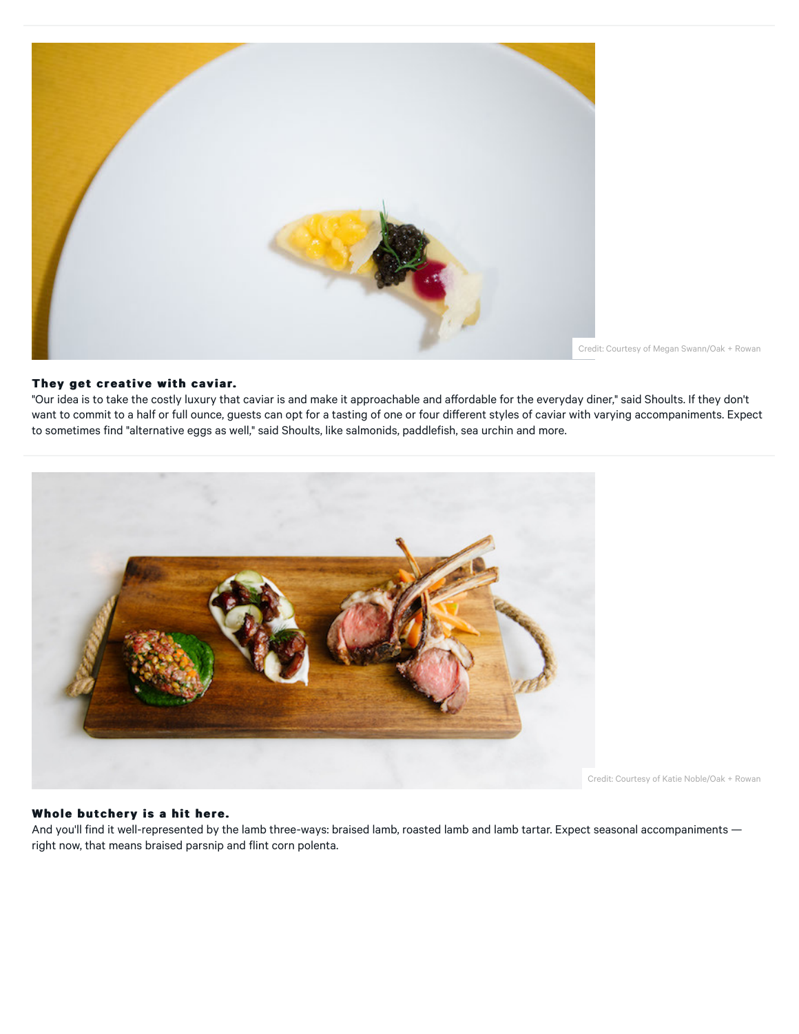Credit: Courtesy of Megan Swann/Oak + Rowan

**They get creative with caviar.**

"Our idea is to take the costly luxury that caviar is and make it approachable and affordable for the everyday diner," said Shoults. If they don't want to commit to a half or full ounce, guests can opt for a tasting of one or four different styles of caviar with varying accompaniments. Expect to sometimes find "alternative eggs as well," said Shoults, like salmonids, paddlefish, sea urchin and more.

Credit: Courtesy of Katie Noble/Oak + Rowan

**Whole butchery is a hit here.**

And you'll find it well-represented by the lamb three-ways: braised lamb, roasted lamb and lamb tartar. Expect seasonal accompaniments — right now, that means braised parsnip and flint corn polenta.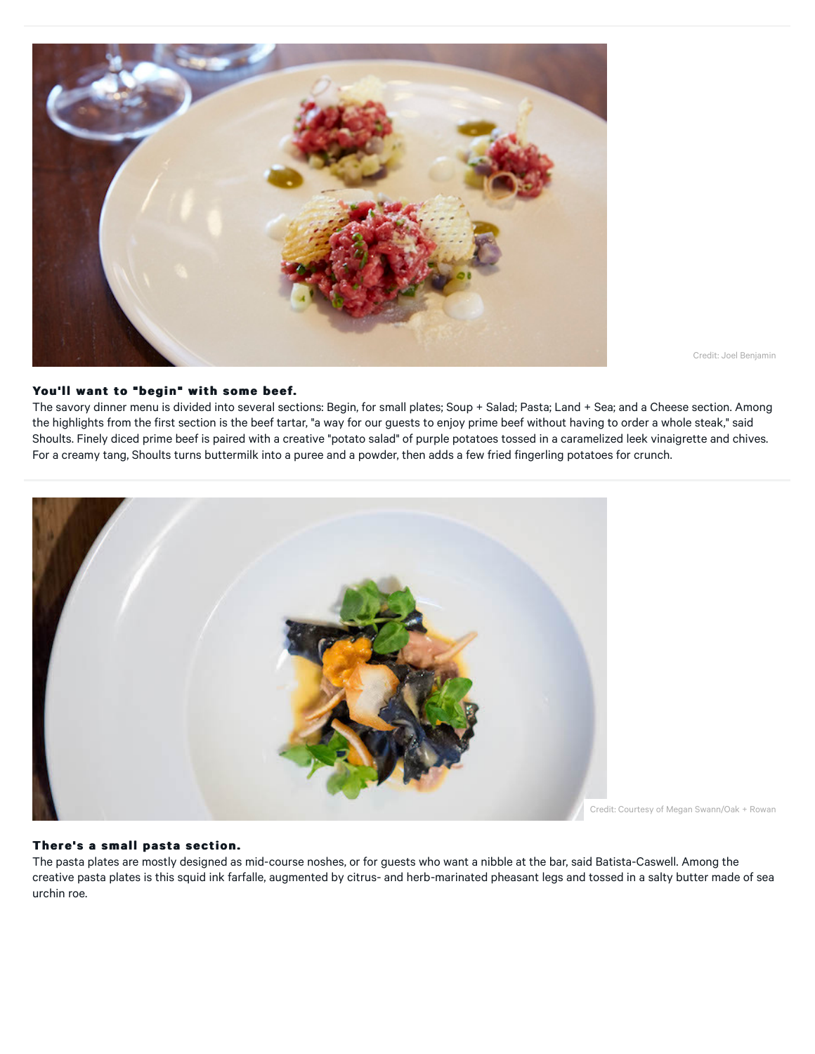Credit: Joel Benjamin

### You'll want to "begin" with some beef.

The savory dinner menu is divided into several sections: Begin, for small plates; Soup + Salad; Pasta; Land + Sea; and a Cheese section. Among the highlights from the first section is the beef tartar, "a way for our guests to enjoy prime beef without having to order a whole steak," said Shoults. Finely diced prime beef is paired with a creative "potato salad" of purple potatoes tossed in a caramelized leek vinaigrette and chives. For a creamy tang, Shoults turns buttermilk into a puree and a powder, then adds a few fried fingerling potatoes for crunch.

Credit: Courtesy of Megan Swann/Oak + Rowan

### There's a small pasta section.

The pasta plates are mostly designed as mid-course noshes, or for guests who want a nibble at the bar, said Batista-Caswell. Among the creative pasta plates is this squid ink farfalle, augmented by citrus- and herb-marinated pheasant legs and tossed in a salty butter made of sea urchin roe.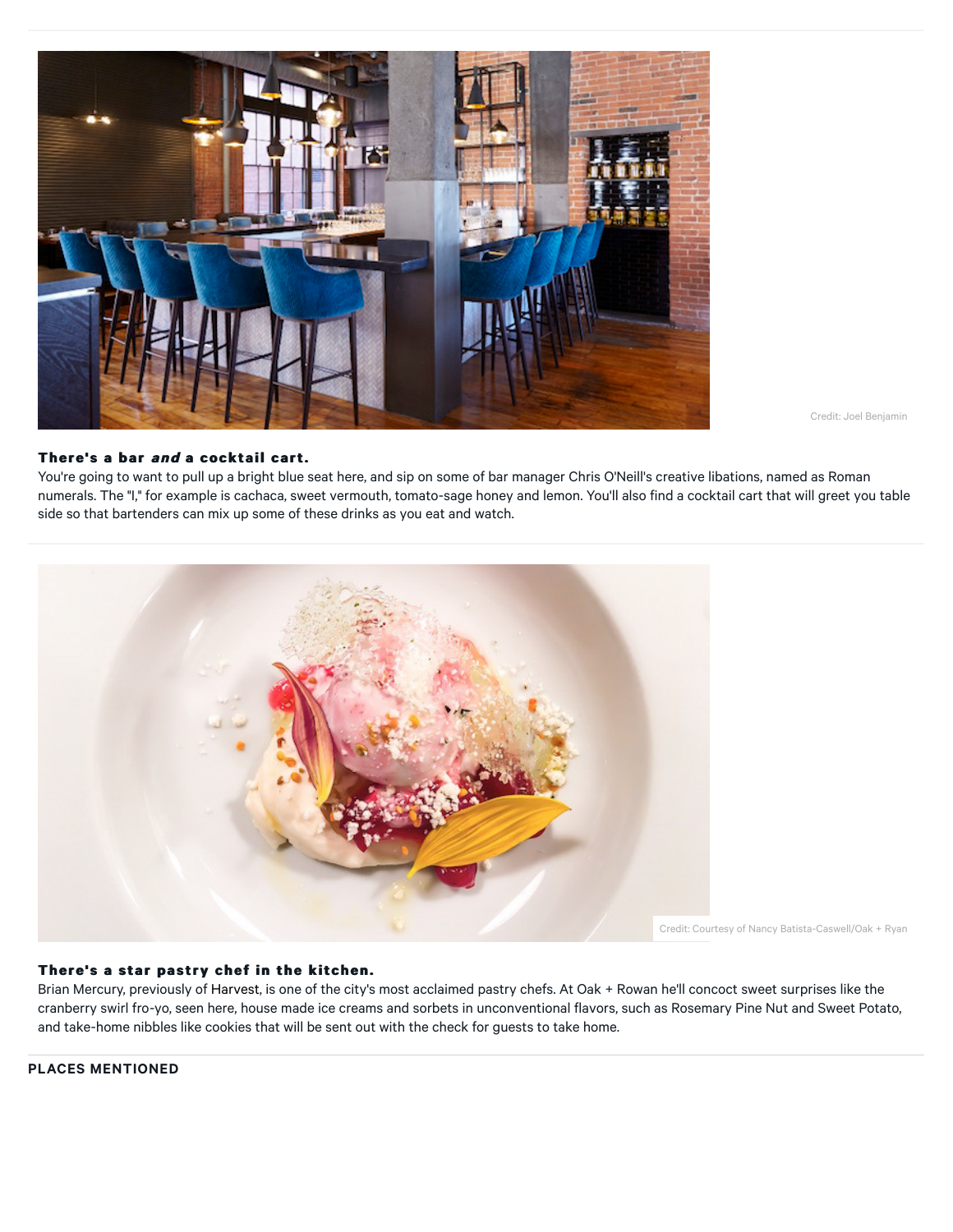Credit: Joel Benjamin

### There's a bar *and* a cocktail cart.

You're going to want to pull up a bright blue seat here, and sip on some of bar manager Chris O'Neill's creative libations, named as Roman numerals. The "I," for example is cachaca, sweet vermouth, tomato-sage honey and lemon. You'll also find a cocktail cart that will greet you table side so that bartenders can mix up some of these drinks as you eat and watch.

Credit: Courtesy of Nancy Batista-Caswell/Oak + Ryan

### There's a star pastry chef in the kitchen.

Brian Mercury, previously of Harvest, is one of the city's most acclaimed pastry chefs. At Oak + Rowan he'll concoct sweet surprises like the cranberry swirl fro-yo, seen here, house made ice creams and sorbets in unconventional flavors, such as Rosemary Pine Nut and Sweet Potato, and take-home nibbles like cookies that will be sent out with the check for guests to take home.

**PLACES MENTIONED**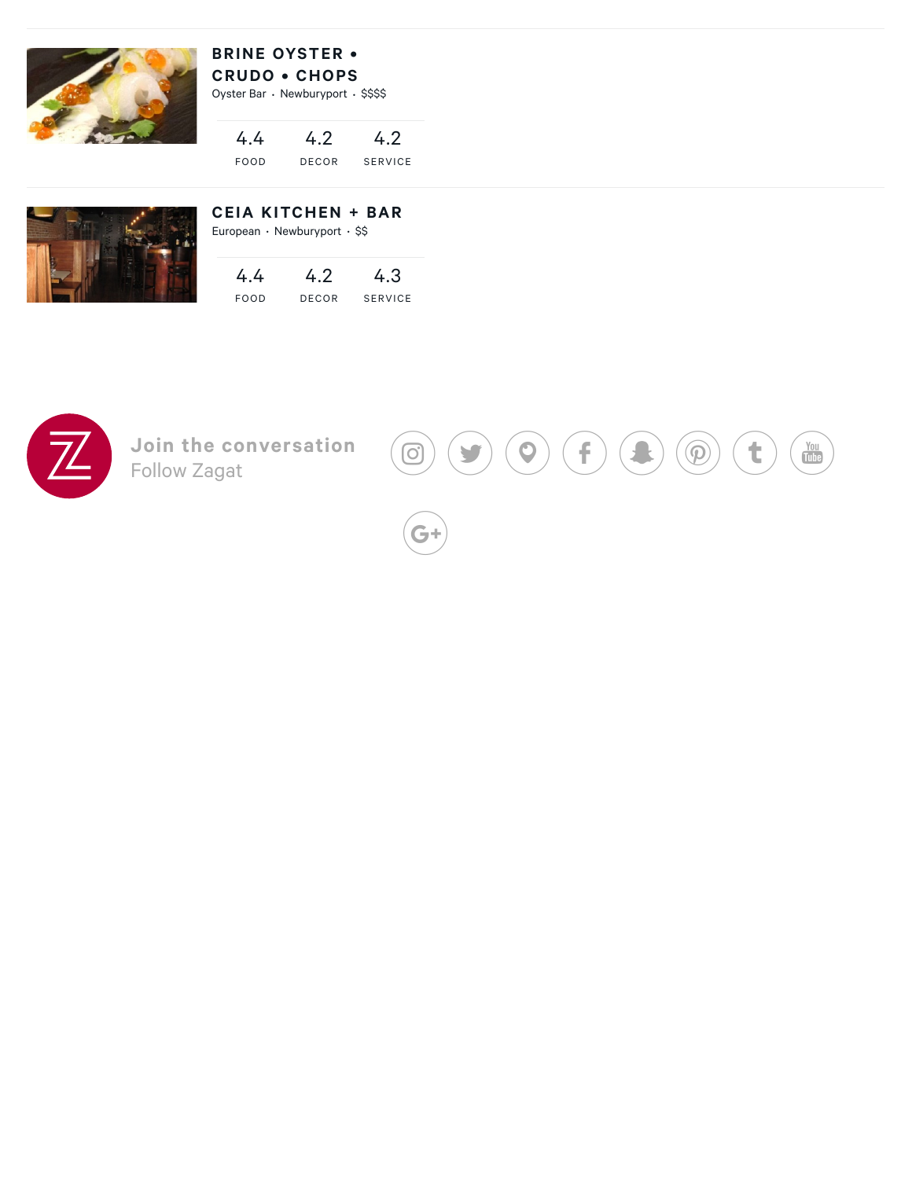## BRINE OYSTER • CRUDO • CHOPS

Oyster Bar · Newburyport · $$$$

| | | |
|---|---|---|
| 4.4 | 4.2 | 4.2 |
| FOOD | DECOR | SERVICE |

## CEIA KITCHEN + BAR

European · Newburyport · $$

| | | |
|---|---|---|
| 4.4 | 4.2 | 4.3 |
| FOOD | DECOR | SERVICE |

**Join the conversation**

Follow Zagat